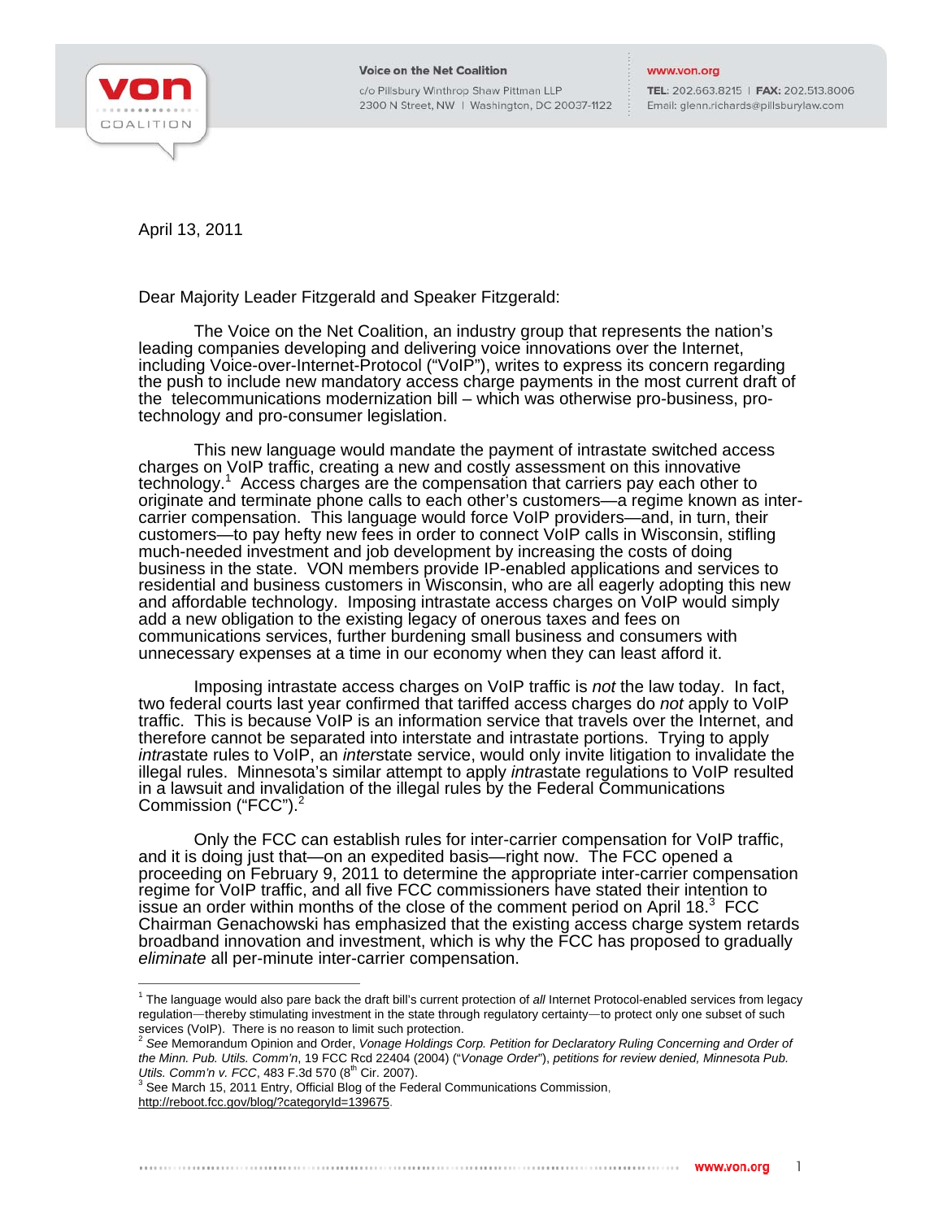Voice on the Net Coalition
c/o Pillsbury Winthrop Shaw Pittman LLP
2300 N Street, NW | Washington, DC 20037-1122

www.von.org
TEL: 202.663.8215 | FAX: 202.513.8006
Email: glenn.richards@pillsburylaw.com

April 13, 2011

Dear Majority Leader Fitzgerald and Speaker Fitzgerald:

The Voice on the Net Coalition, an industry group that represents the nation's leading companies developing and delivering voice innovations over the Internet, including Voice-over-Internet-Protocol ("VoIP"), writes to express its concern regarding the push to include new mandatory access charge payments in the most current draft of the telecommunications modernization bill – which was otherwise pro-business, pro-technology and pro-consumer legislation.

This new language would mandate the payment of intrastate switched access charges on VoIP traffic, creating a new and costly assessment on this innovative technology.[1] Access charges are the compensation that carriers pay each other to originate and terminate phone calls to each other's customers—a regime known as inter-carrier compensation. This language would force VoIP providers—and, in turn, their customers—to pay hefty new fees in order to connect VoIP calls in Wisconsin, stifling much-needed investment and job development by increasing the costs of doing business in the state. VON members provide IP-enabled applications and services to residential and business customers in Wisconsin, who are all eagerly adopting this new and affordable technology. Imposing intrastate access charges on VoIP would simply add a new obligation to the existing legacy of onerous taxes and fees on communications services, further burdening small business and consumers with unnecessary expenses at a time in our economy when they can least afford it.

Imposing intrastate access charges on VoIP traffic is *not* the law today. In fact, two federal courts last year confirmed that tariffed access charges do *not* apply to VoIP traffic. This is because VoIP is an information service that travels over the Internet, and therefore cannot be separated into interstate and intrastate portions. Trying to apply *intra*state rules to VoIP, an *inter*state service, would only invite litigation to invalidate the illegal rules. Minnesota's similar attempt to apply *intra*state regulations to VoIP resulted in a lawsuit and invalidation of the illegal rules by the Federal Communications Commission ("FCC").[2]

Only the FCC can establish rules for inter-carrier compensation for VoIP traffic, and it is doing just that—on an expedited basis—right now. The FCC opened a proceeding on February 9, 2011 to determine the appropriate inter-carrier compensation regime for VoIP traffic, and all five FCC commissioners have stated their intention to issue an order within months of the close of the comment period on April 18.[3] FCC Chairman Genachowski has emphasized that the existing access charge system retards broadband innovation and investment, which is why the FCC has proposed to gradually *eliminate* all per-minute inter-carrier compensation.

---

[1] The language would also pare back the draft bill's current protection of *all* Internet Protocol-enabled services from legacy regulation—thereby stimulating investment in the state through regulatory certainty—to protect only one subset of such services (VoIP). There is no reason to limit such protection.

[2] *See* Memorandum Opinion and Order, *Vonage Holdings Corp. Petition for Declaratory Ruling Concerning and Order of the Minn. Pub. Utils. Comm'n*, 19 FCC Rcd 22404 (2004) ("*Vonage Order*"), *petitions for review denied, Minnesota Pub. Utils. Comm'n v. FCC*, 483 F.3d 570 (8th Cir. 2007).

[3] See March 15, 2011 Entry, Official Blog of the Federal Communications Commission, http://reboot.fcc.gov/blog/?categoryId=139675.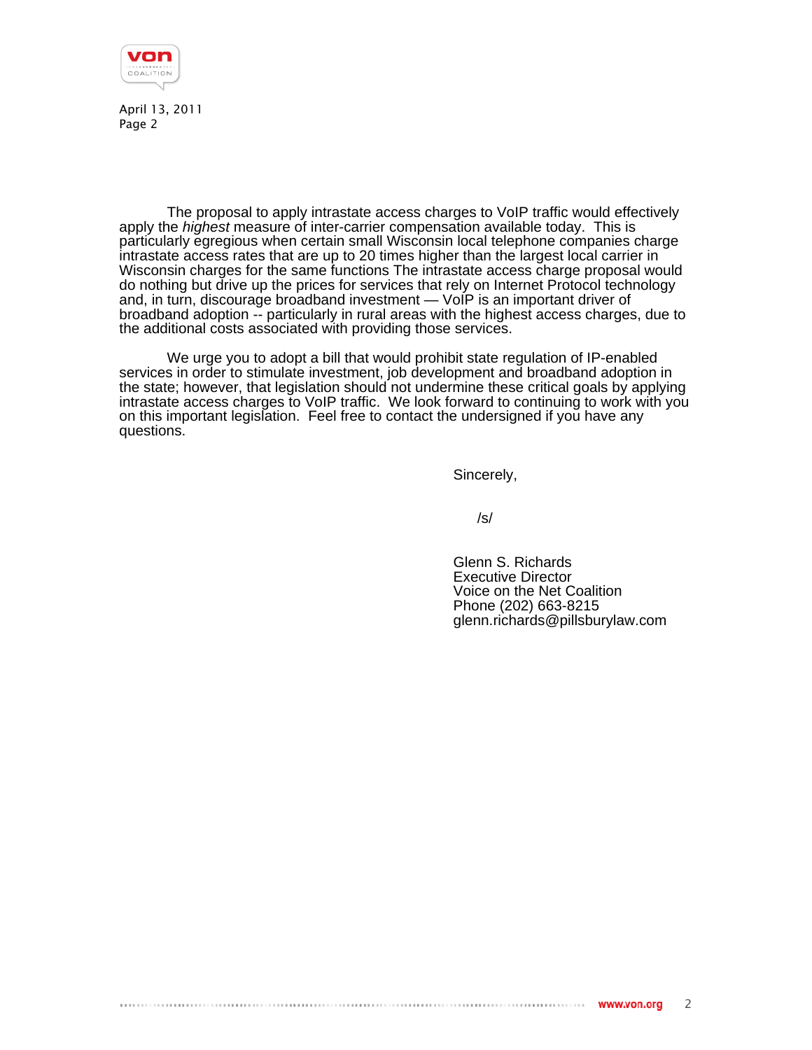The proposal to apply intrastate access charges to VoIP traffic would effectively apply the *highest* measure of inter-carrier compensation available today. This is particularly egregious when certain small Wisconsin local telephone companies charge intrastate access rates that are up to 20 times higher than the largest local carrier in Wisconsin charges for the same functions The intrastate access charge proposal would do nothing but drive up the prices for services that rely on Internet Protocol technology and, in turn, discourage broadband investment — VoIP is an important driver of broadband adoption -- particularly in rural areas with the highest access charges, due to the additional costs associated with providing those services.

We urge you to adopt a bill that would prohibit state regulation of IP-enabled services in order to stimulate investment, job development and broadband adoption in the state; however, that legislation should not undermine these critical goals by applying intrastate access charges to VoIP traffic. We look forward to continuing to work with you on this important legislation. Feel free to contact the undersigned if you have any questions.

Sincerely,

/s/

Glenn S. Richards
Executive Director
Voice on the Net Coalition
Phone (202) 663-8215
glenn.richards@pillsburylaw.com